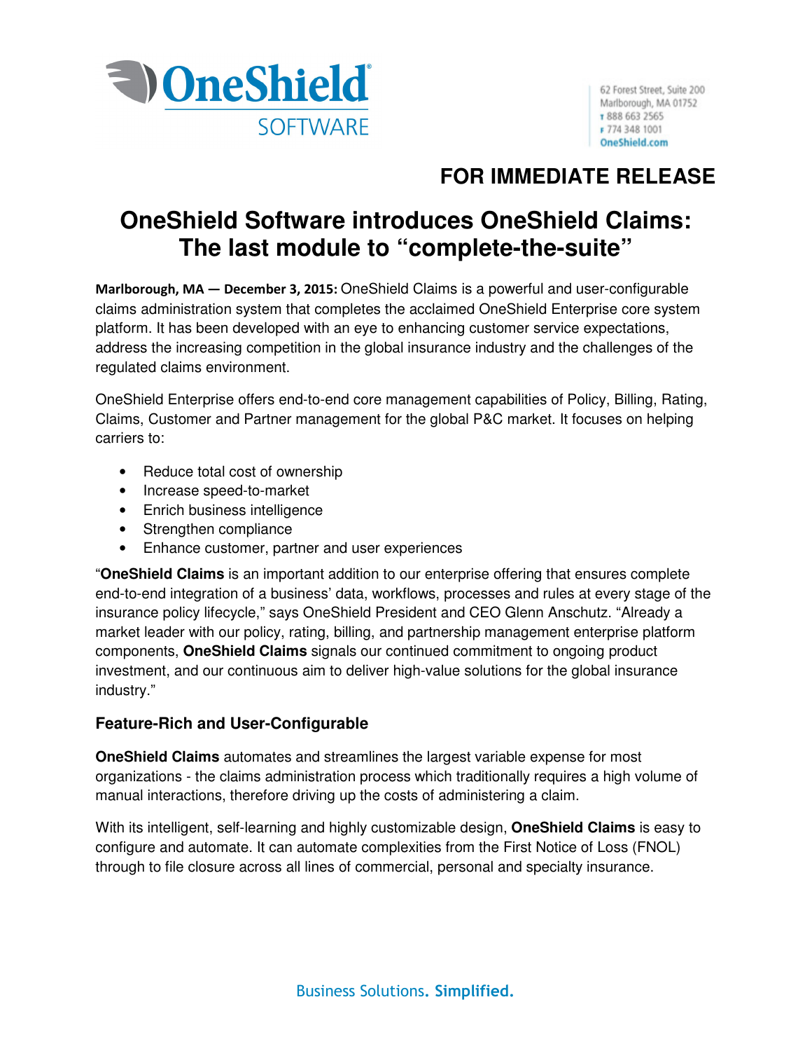OneShield SOFTWARE

62 Forest Street, Suite 200
Marlborough, MA 01752
T 888 663 2565
F 774 348 1001
OneShield.com

**FOR IMMEDIATE RELEASE**

# OneShield Software introduces OneShield Claims: The last module to "complete-the-suite"

**Marlborough, MA — December 3, 2015:** OneShield Claims is a powerful and user-configurable claims administration system that completes the acclaimed OneShield Enterprise core system platform. It has been developed with an eye to enhancing customer service expectations, address the increasing competition in the global insurance industry and the challenges of the regulated claims environment.

OneShield Enterprise offers end-to-end core management capabilities of Policy, Billing, Rating, Claims, Customer and Partner management for the global P&C market. It focuses on helping carriers to:

- Reduce total cost of ownership
- Increase speed-to-market
- Enrich business intelligence
- Strengthen compliance
- Enhance customer, partner and user experiences

"**OneShield Claims** is an important addition to our enterprise offering that ensures complete end-to-end integration of a business' data, workflows, processes and rules at every stage of the insurance policy lifecycle," says OneShield President and CEO Glenn Anschutz. "Already a market leader with our policy, rating, billing, and partnership management enterprise platform components, **OneShield Claims** signals our continued commitment to ongoing product investment, and our continuous aim to deliver high-value solutions for the global insurance industry."

## Feature-Rich and User-Configurable

**OneShield Claims** automates and streamlines the largest variable expense for most organizations - the claims administration process which traditionally requires a high volume of manual interactions, therefore driving up the costs of administering a claim.

With its intelligent, self-learning and highly customizable design, **OneShield Claims** is easy to configure and automate. It can automate complexities from the First Notice of Loss (FNOL) through to file closure across all lines of commercial, personal and specialty insurance.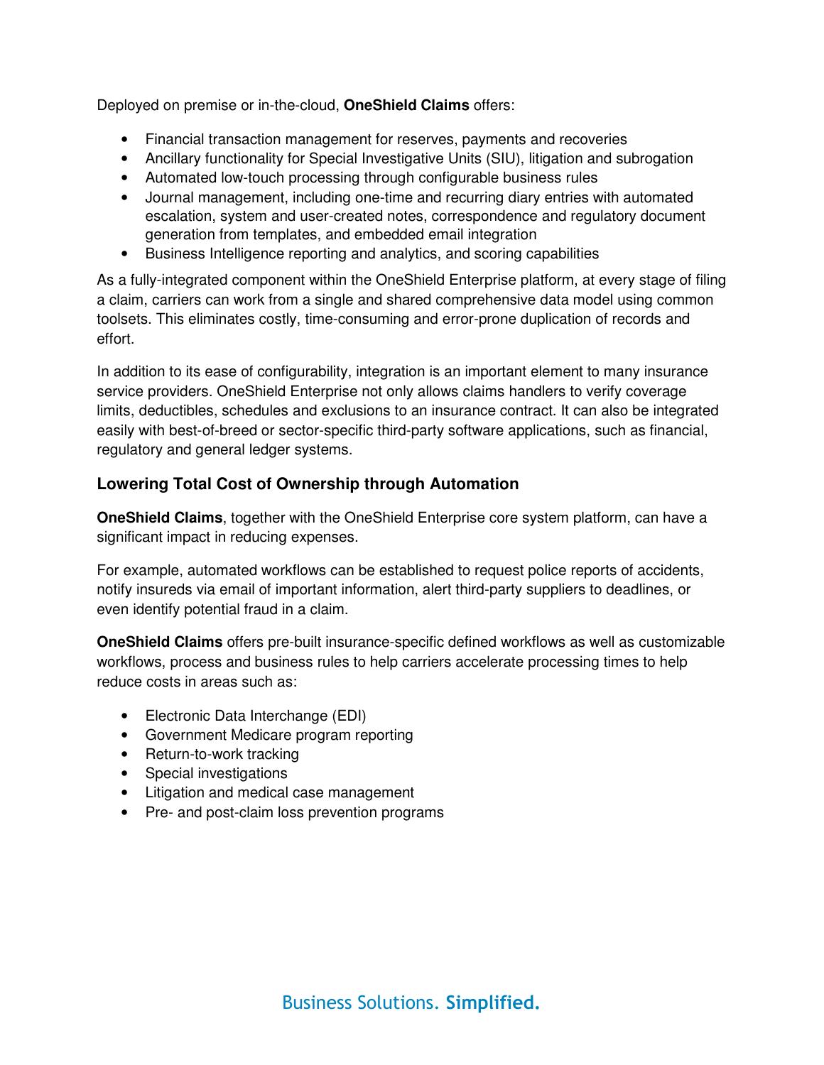Deployed on premise or in-the-cloud, **OneShield Claims** offers:

- Financial transaction management for reserves, payments and recoveries
- Ancillary functionality for Special Investigative Units (SIU), litigation and subrogation
- Automated low-touch processing through configurable business rules
- Journal management, including one-time and recurring diary entries with automated escalation, system and user-created notes, correspondence and regulatory document generation from templates, and embedded email integration
- Business Intelligence reporting and analytics, and scoring capabilities

As a fully-integrated component within the OneShield Enterprise platform, at every stage of filing a claim, carriers can work from a single and shared comprehensive data model using common toolsets. This eliminates costly, time-consuming and error-prone duplication of records and effort.

In addition to its ease of configurability, integration is an important element to many insurance service providers. OneShield Enterprise not only allows claims handlers to verify coverage limits, deductibles, schedules and exclusions to an insurance contract. It can also be integrated easily with best-of-breed or sector-specific third-party software applications, such as financial, regulatory and general ledger systems.

### Lowering Total Cost of Ownership through Automation

**OneShield Claims**, together with the OneShield Enterprise core system platform, can have a significant impact in reducing expenses.

For example, automated workflows can be established to request police reports of accidents, notify insureds via email of important information, alert third-party suppliers to deadlines, or even identify potential fraud in a claim.

**OneShield Claims** offers pre-built insurance-specific defined workflows as well as customizable workflows, process and business rules to help carriers accelerate processing times to help reduce costs in areas such as:

- Electronic Data Interchange (EDI)
- Government Medicare program reporting
- Return-to-work tracking
- Special investigations
- Litigation and medical case management
- Pre- and post-claim loss prevention programs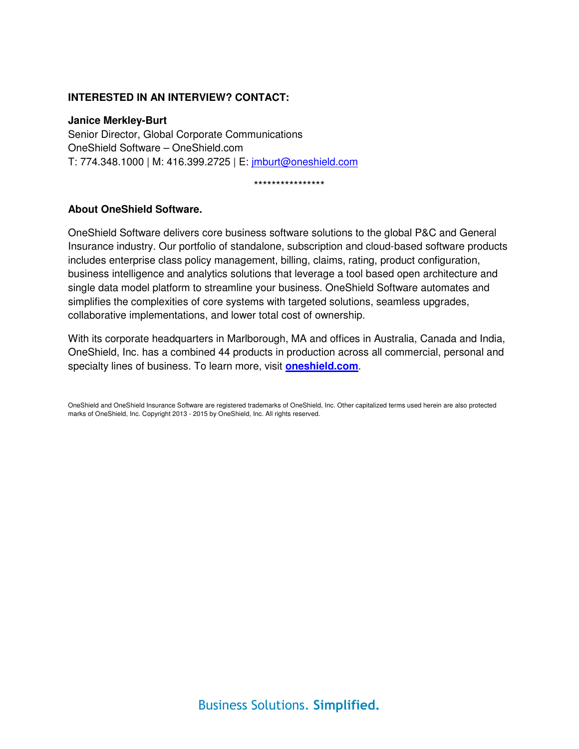**INTERESTED IN AN INTERVIEW? CONTACT:**

**Janice Merkley-Burt**
Senior Director, Global Corporate Communications
OneShield Software – OneShield.com
T: 774.348.1000 | M: 416.399.2725 | E: jmburt@oneshield.com

****************

**About OneShield Software.**

OneShield Software delivers core business software solutions to the global P&C and General Insurance industry. Our portfolio of standalone, subscription and cloud-based software products includes enterprise class policy management, billing, claims, rating, product configuration, business intelligence and analytics solutions that leverage a tool based open architecture and single data model platform to streamline your business. OneShield Software automates and simplifies the complexities of core systems with targeted solutions, seamless upgrades, collaborative implementations, and lower total cost of ownership.

With its corporate headquarters in Marlborough, MA and offices in Australia, Canada and India, OneShield, Inc. has a combined 44 products in production across all commercial, personal and specialty lines of business. To learn more, visit **oneshield.com**.

OneShield and OneShield Insurance Software are registered trademarks of OneShield, Inc. Other capitalized terms used herein are also protected marks of OneShield, Inc. Copyright 2013 - 2015 by OneShield, Inc. All rights reserved.

Business Solutions. **Simplified.**